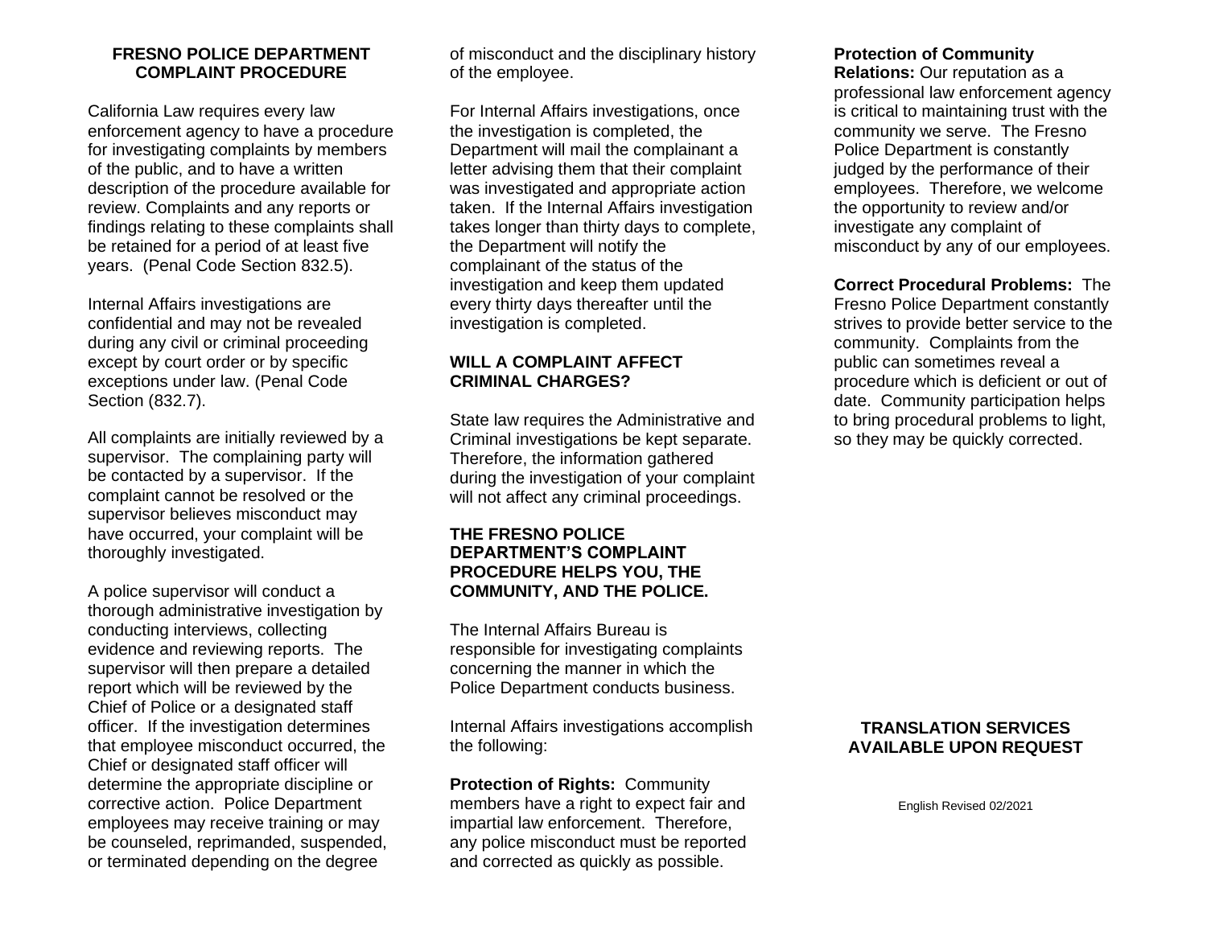# FRESNO POLICE DEPARTMENT COMPLAINT PROCEDURE

California Law requires every law enforcement agency to have a procedure for investigating complaints by members of the public, and to have a written description of the procedure available for review. Complaints and any reports or findings relating to these complaints shall be retained for a period of at least five years. (Penal Code Section 832.5).

Internal Affairs investigations are confidential and may not be revealed during any civil or criminal proceeding except by court order or by specific exceptions under law. (Penal Code Section (832.7).

All complaints are initially reviewed by a supervisor. The complaining party will be contacted by a supervisor. If the complaint cannot be resolved or the supervisor believes misconduct may have occurred, your complaint will be thoroughly investigated.

A police supervisor will conduct a thorough administrative investigation by conducting interviews, collecting evidence and reviewing reports. The supervisor will then prepare a detailed report which will be reviewed by the Chief of Police or a designated staff officer. If the investigation determines that employee misconduct occurred, the Chief or designated staff officer will determine the appropriate discipline or corrective action. Police Department employees may receive training or may be counseled, reprimanded, suspended, or terminated depending on the degree of misconduct and the disciplinary history of the employee.

For Internal Affairs investigations, once the investigation is completed, the Department will mail the complainant a letter advising them that their complaint was investigated and appropriate action taken. If the Internal Affairs investigation takes longer than thirty days to complete, the Department will notify the complainant of the status of the investigation and keep them updated every thirty days thereafter until the investigation is completed.

## WILL A COMPLAINT AFFECT CRIMINAL CHARGES?

State law requires the Administrative and Criminal investigations be kept separate. Therefore, the information gathered during the investigation of your complaint will not affect any criminal proceedings.

## THE FRESNO POLICE DEPARTMENT'S COMPLAINT PROCEDURE HELPS YOU, THE COMMUNITY, AND THE POLICE.

The Internal Affairs Bureau is responsible for investigating complaints concerning the manner in which the Police Department conducts business.

Internal Affairs investigations accomplish the following:

**Protection of Rights:** Community members have a right to expect fair and impartial law enforcement. Therefore, any police misconduct must be reported and corrected as quickly as possible.

**Protection of Community Relations:** Our reputation as a professional law enforcement agency is critical to maintaining trust with the community we serve. The Fresno Police Department is constantly judged by the performance of their employees. Therefore, we welcome the opportunity to review and/or investigate any complaint of misconduct by any of our employees.

**Correct Procedural Problems:** The Fresno Police Department constantly strives to provide better service to the community. Complaints from the public can sometimes reveal a procedure which is deficient or out of date. Community participation helps to bring procedural problems to light, so they may be quickly corrected.

## TRANSLATION SERVICES AVAILABLE UPON REQUEST

English Revised 02/2021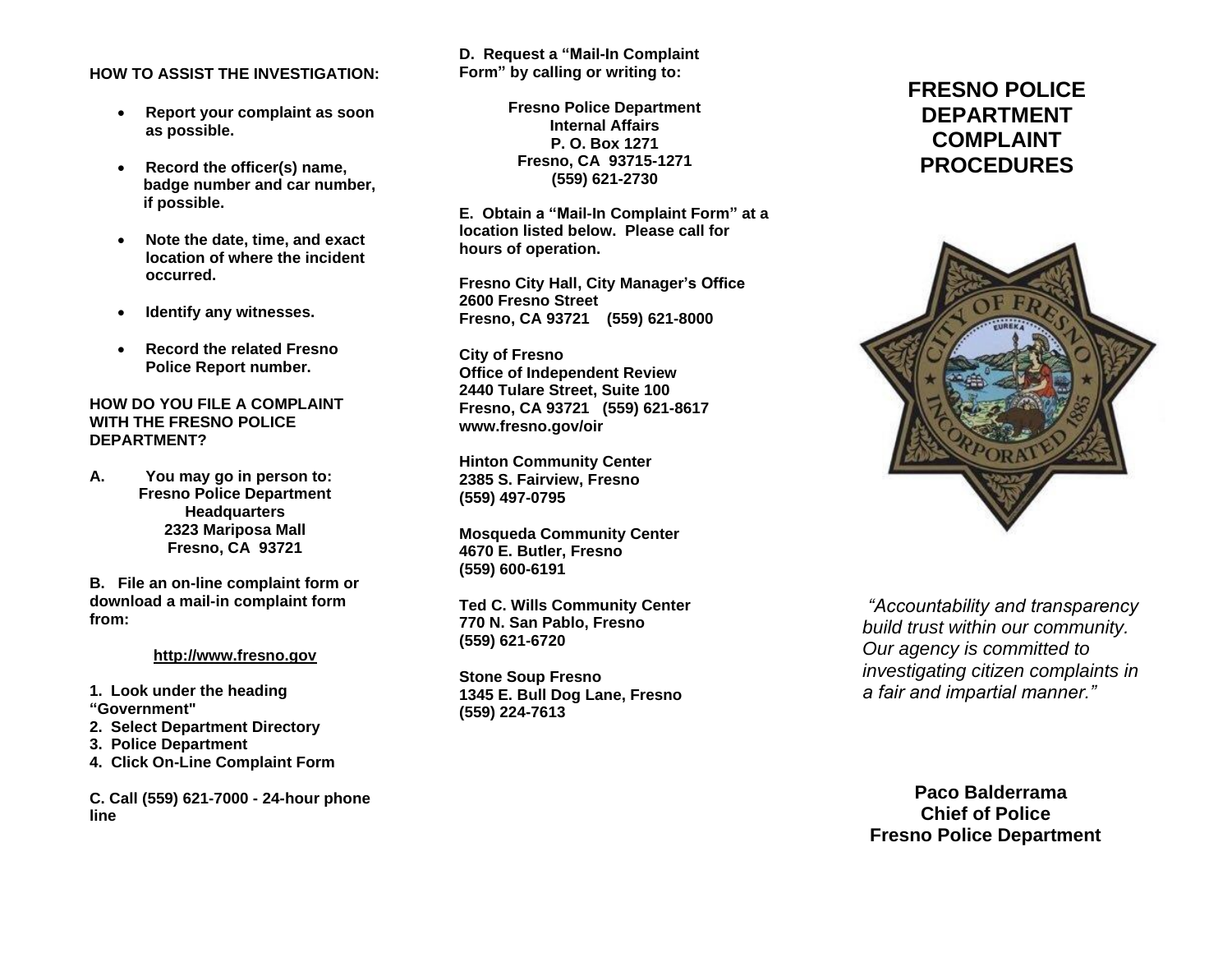**HOW TO ASSIST THE INVESTIGATION:**

- **Report your complaint as soon as possible.**
- **Record the officer(s) name, badge number and car number, if possible.**
- **Note the date, time, and exact location of where the incident occurred.**
- **Identify any witnesses.**
- **Record the related Fresno Police Report number.**

**HOW DO YOU FILE A COMPLAINT WITH THE FRESNO POLICE DEPARTMENT?**

**A. You may go in person to:**
**Fresno Police Department**
**Headquarters**
**2323 Mariposa Mall**
**Fresno, CA 93721**

**B. File an on-line complaint form or download a mail-in complaint form from:**

**http://www.fresno.gov**

**1. Look under the heading "Government"**
**2. Select Department Directory**
**3. Police Department**
**4. Click On-Line Complaint Form**

**C. Call (559) 621-7000 - 24-hour phone line**

**D. Request a "Mail-In Complaint Form" by calling or writing to:**

**Fresno Police Department**
**Internal Affairs**
**P. O. Box 1271**
**Fresno, CA 93715-1271**
**(559) 621-2730**

**E. Obtain a "Mail-In Complaint Form" at a location listed below. Please call for hours of operation.**

**Fresno City Hall, City Manager's Office**
**2600 Fresno Street**
**Fresno, CA 93721 (559) 621-8000**

**City of Fresno**
**Office of Independent Review**
**2440 Tulare Street, Suite 100**
**Fresno, CA 93721 (559) 621-8617**
**www.fresno.gov/oir**

**Hinton Community Center**
**2385 S. Fairview, Fresno**
**(559) 497-0795**

**Mosqueda Community Center**
**4670 E. Butler, Fresno**
**(559) 600-6191**

**Ted C. Wills Community Center**
**770 N. San Pablo, Fresno**
**(559) 621-6720**

**Stone Soup Fresno**
**1345 E. Bull Dog Lane, Fresno**
**(559) 224-7613**

# FRESNO POLICE DEPARTMENT COMPLAINT PROCEDURES

*"Accountability and transparency build trust within our community. Our agency is committed to investigating citizen complaints in a fair and impartial manner."*

**Paco Balderrama**
**Chief of Police**
**Fresno Police Department**